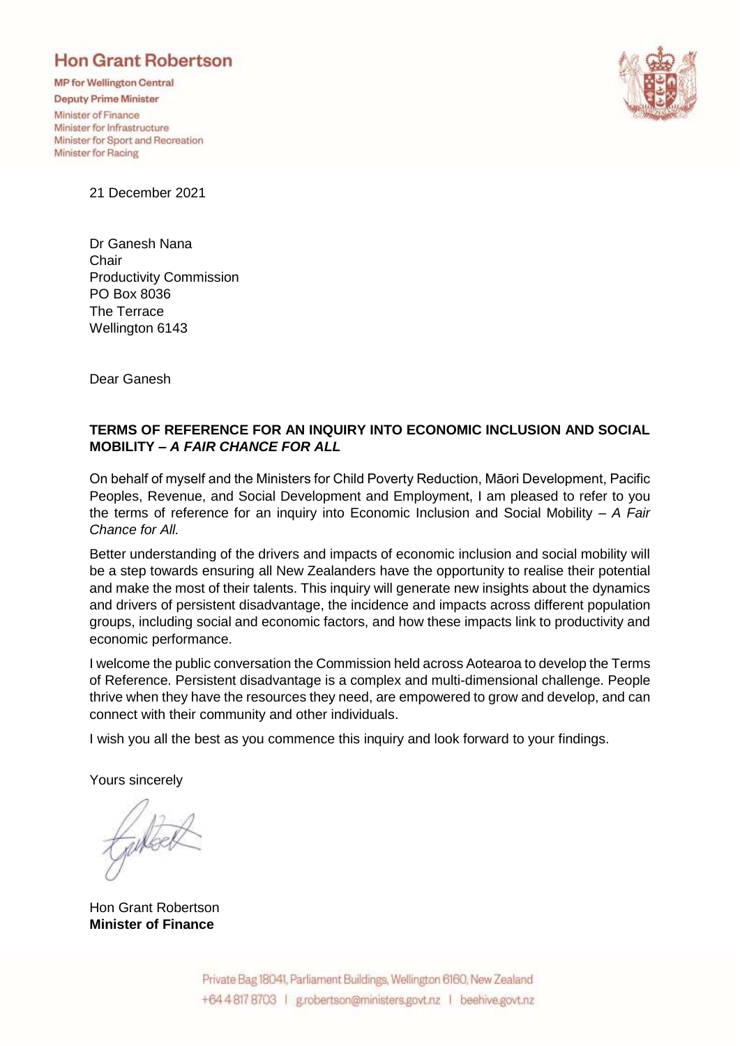# Hon Grant Robertson

**MP for Wellington Central**
**Deputy Prime Minister**
Minister of Finance
Minister for Infrastructure
Minister for Sport and Recreation
Minister for Racing

21 December 2021

Dr Ganesh Nana
Chair
Productivity Commission
PO Box 8036
The Terrace
Wellington 6143

Dear Ganesh

**TERMS OF REFERENCE FOR AN INQUIRY INTO ECONOMIC INCLUSION AND SOCIAL MOBILITY – *A FAIR CHANCE FOR ALL***

On behalf of myself and the Ministers for Child Poverty Reduction, Māori Development, Pacific Peoples, Revenue, and Social Development and Employment, I am pleased to refer to you the terms of reference for an inquiry into Economic Inclusion and Social Mobility – *A Fair Chance for All.*

Better understanding of the drivers and impacts of economic inclusion and social mobility will be a step towards ensuring all New Zealanders have the opportunity to realise their potential and make the most of their talents. This inquiry will generate new insights about the dynamics and drivers of persistent disadvantage, the incidence and impacts across different population groups, including social and economic factors, and how these impacts link to productivity and economic performance.

I welcome the public conversation the Commission held across Aotearoa to develop the Terms of Reference. Persistent disadvantage is a complex and multi-dimensional challenge. People thrive when they have the resources they need, are empowered to grow and develop, and can connect with their community and other individuals.

I wish you all the best as you commence this inquiry and look forward to your findings.

Yours sincerely

Hon Grant Robertson
**Minister of Finance**

Private Bag 18041, Parliament Buildings, Wellington 6160, New Zealand
+64 4 817 8703 | g.robertson@ministers.govt.nz | beehive.govt.nz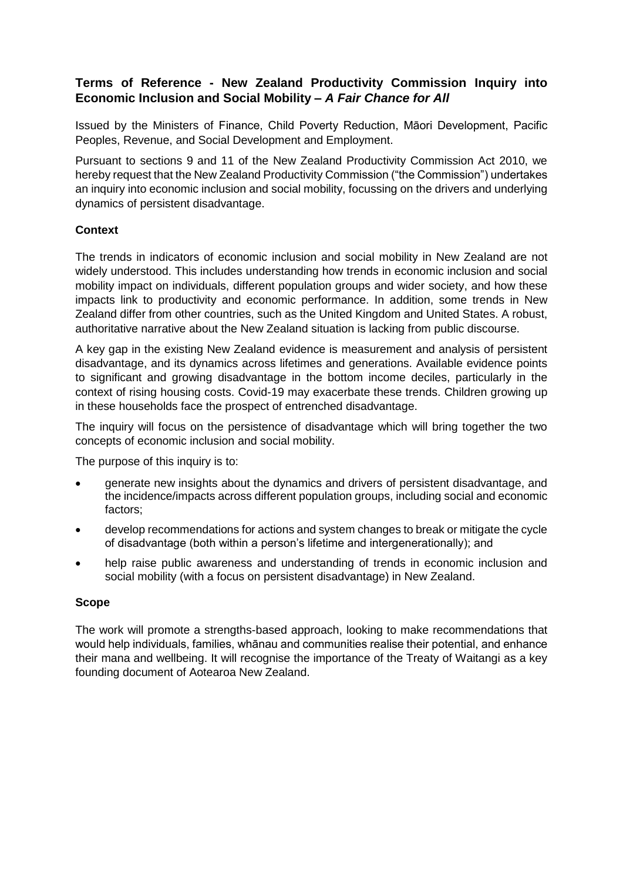## Terms of Reference - New Zealand Productivity Commission Inquiry into Economic Inclusion and Social Mobility – *A Fair Chance for All*

Issued by the Ministers of Finance, Child Poverty Reduction, Māori Development, Pacific Peoples, Revenue, and Social Development and Employment.

Pursuant to sections 9 and 11 of the New Zealand Productivity Commission Act 2010, we hereby request that the New Zealand Productivity Commission ("the Commission") undertakes an inquiry into economic inclusion and social mobility, focussing on the drivers and underlying dynamics of persistent disadvantage.

### Context

The trends in indicators of economic inclusion and social mobility in New Zealand are not widely understood. This includes understanding how trends in economic inclusion and social mobility impact on individuals, different population groups and wider society, and how these impacts link to productivity and economic performance. In addition, some trends in New Zealand differ from other countries, such as the United Kingdom and United States. A robust, authoritative narrative about the New Zealand situation is lacking from public discourse.

A key gap in the existing New Zealand evidence is measurement and analysis of persistent disadvantage, and its dynamics across lifetimes and generations. Available evidence points to significant and growing disadvantage in the bottom income deciles, particularly in the context of rising housing costs. Covid-19 may exacerbate these trends. Children growing up in these households face the prospect of entrenched disadvantage.

The inquiry will focus on the persistence of disadvantage which will bring together the two concepts of economic inclusion and social mobility.

The purpose of this inquiry is to:

- generate new insights about the dynamics and drivers of persistent disadvantage, and the incidence/impacts across different population groups, including social and economic factors;
- develop recommendations for actions and system changes to break or mitigate the cycle of disadvantage (both within a person's lifetime and intergenerationally); and
- help raise public awareness and understanding of trends in economic inclusion and social mobility (with a focus on persistent disadvantage) in New Zealand.

### Scope

The work will promote a strengths-based approach, looking to make recommendations that would help individuals, families, whānau and communities realise their potential, and enhance their mana and wellbeing. It will recognise the importance of the Treaty of Waitangi as a key founding document of Aotearoa New Zealand.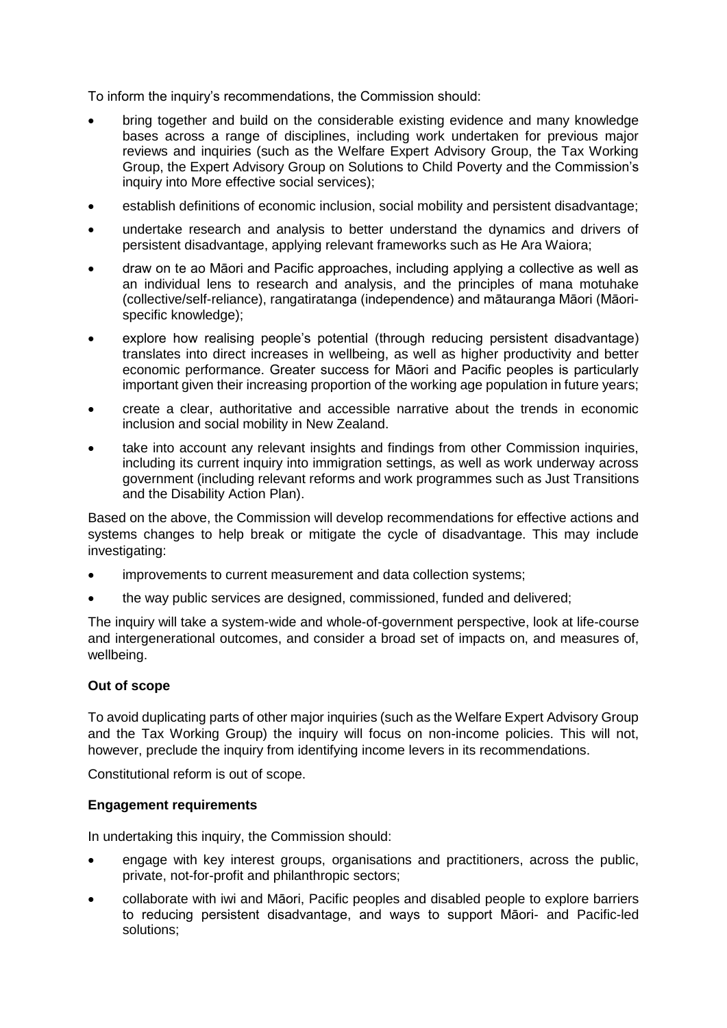To inform the inquiry's recommendations, the Commission should:

- bring together and build on the considerable existing evidence and many knowledge bases across a range of disciplines, including work undertaken for previous major reviews and inquiries (such as the Welfare Expert Advisory Group, the Tax Working Group, the Expert Advisory Group on Solutions to Child Poverty and the Commission's inquiry into More effective social services);
- establish definitions of economic inclusion, social mobility and persistent disadvantage;
- undertake research and analysis to better understand the dynamics and drivers of persistent disadvantage, applying relevant frameworks such as He Ara Waiora;
- draw on te ao Māori and Pacific approaches, including applying a collective as well as an individual lens to research and analysis, and the principles of mana motuhake (collective/self-reliance), rangatiratanga (independence) and mātauranga Māori (Māori-specific knowledge);
- explore how realising people's potential (through reducing persistent disadvantage) translates into direct increases in wellbeing, as well as higher productivity and better economic performance. Greater success for Māori and Pacific peoples is particularly important given their increasing proportion of the working age population in future years;
- create a clear, authoritative and accessible narrative about the trends in economic inclusion and social mobility in New Zealand.
- take into account any relevant insights and findings from other Commission inquiries, including its current inquiry into immigration settings, as well as work underway across government (including relevant reforms and work programmes such as Just Transitions and the Disability Action Plan).

Based on the above, the Commission will develop recommendations for effective actions and systems changes to help break or mitigate the cycle of disadvantage. This may include investigating:

- improvements to current measurement and data collection systems;
- the way public services are designed, commissioned, funded and delivered;

The inquiry will take a system-wide and whole-of-government perspective, look at life-course and intergenerational outcomes, and consider a broad set of impacts on, and measures of, wellbeing.

**Out of scope**

To avoid duplicating parts of other major inquiries (such as the Welfare Expert Advisory Group and the Tax Working Group) the inquiry will focus on non-income policies. This will not, however, preclude the inquiry from identifying income levers in its recommendations.

Constitutional reform is out of scope.

**Engagement requirements**

In undertaking this inquiry, the Commission should:

- engage with key interest groups, organisations and practitioners, across the public, private, not-for-profit and philanthropic sectors;
- collaborate with iwi and Māori, Pacific peoples and disabled people to explore barriers to reducing persistent disadvantage, and ways to support Māori- and Pacific-led solutions;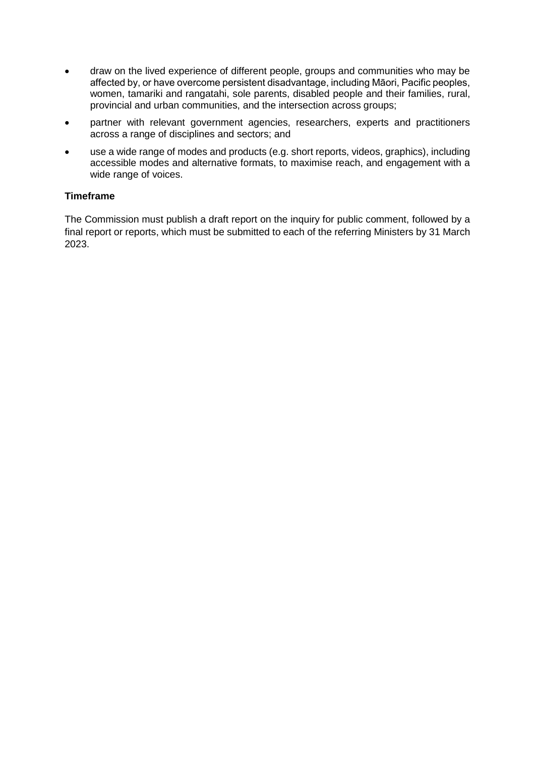- draw on the lived experience of different people, groups and communities who may be affected by, or have overcome persistent disadvantage, including Māori, Pacific peoples, women, tamariki and rangatahi, sole parents, disabled people and their families, rural, provincial and urban communities, and the intersection across groups;
- partner with relevant government agencies, researchers, experts and practitioners across a range of disciplines and sectors; and
- use a wide range of modes and products (e.g. short reports, videos, graphics), including accessible modes and alternative formats, to maximise reach, and engagement with a wide range of voices.

**Timeframe**

The Commission must publish a draft report on the inquiry for public comment, followed by a final report or reports, which must be submitted to each of the referring Ministers by 31 March 2023.